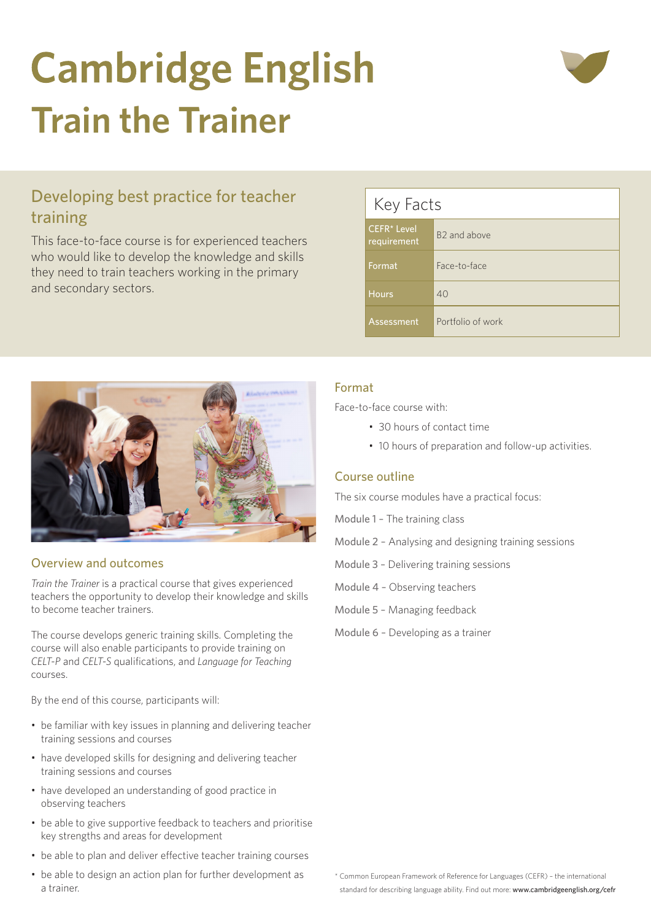# Cambridge English Train the Trainer

## Developing best practice for teacher training

This face-to-face course is for experienced teachers who would like to develop the knowledge and skills they need to train teachers working in the primary and secondary sectors.

| Key Facts | |
|---|---|
| CEFR* Level requirement | B2 and above |
| Format | Face-to-face |
| Hours | 40 |
| Assessment | Portfolio of work |

### Overview and outcomes

*Train the Trainer* is a practical course that gives experienced teachers the opportunity to develop their knowledge and skills to become teacher trainers.

The course develops generic training skills. Completing the course will also enable participants to provide training on *CELT-P* and *CELT-S* qualifications, and *Language for Teaching* courses.

By the end of this course, participants will:

- be familiar with key issues in planning and delivering teacher training sessions and courses
- have developed skills for designing and delivering teacher training sessions and courses
- have developed an understanding of good practice in observing teachers
- be able to give supportive feedback to teachers and prioritise key strengths and areas for development
- be able to plan and deliver effective teacher training courses
- be able to design an action plan for further development as a trainer.

### Format

Face-to-face course with:

- 30 hours of contact time
- 10 hours of preparation and follow-up activities.

### Course outline

The six course modules have a practical focus:

Module 1 – The training class

Module 2 – Analysing and designing training sessions

Module 3 – Delivering training sessions

Module 4 – Observing teachers

Module 5 – Managing feedback

Module 6 – Developing as a trainer

\* Common European Framework of Reference for Languages (CEFR) – the international standard for describing language ability. Find out more: www.cambridgeenglish.org/cefr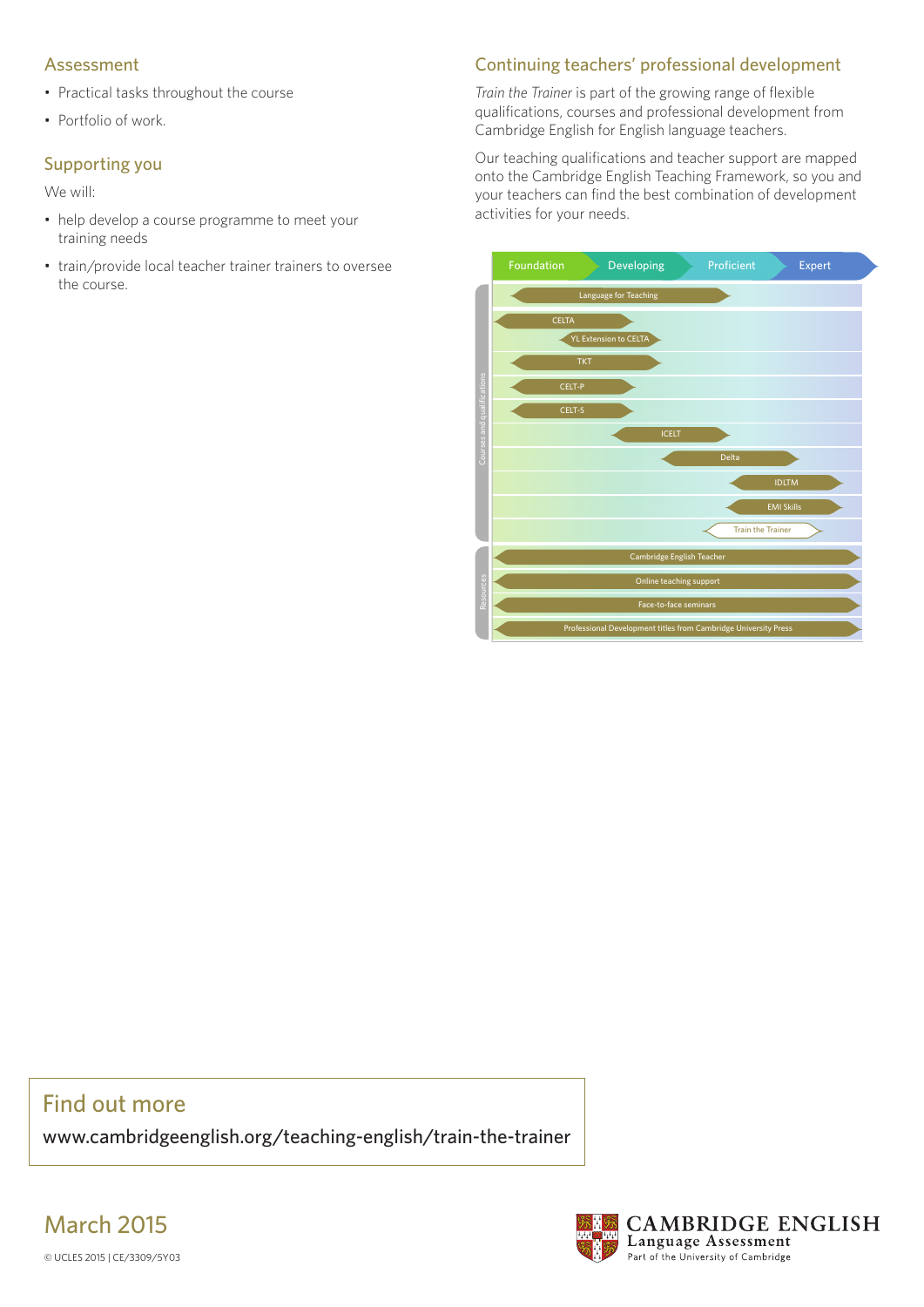## Assessment

- Practical tasks throughout the course
- Portfolio of work.

## Supporting you

We will:

- help develop a course programme to meet your training needs
- train/provide local teacher trainer trainers to oversee the course.

## Continuing teachers' professional development

*Train the Trainer* is part of the growing range of flexible qualifications, courses and professional development from Cambridge English for English language teachers.

Our teaching qualifications and teacher support are mapped onto the Cambridge English Teaching Framework, so you and your teachers can find the best combination of development activities for your needs.

Foundation
Developing
Proficient
Expert

Courses and qualifications
Language for Teaching
CELTA
YL Extension to CELTA
TKT
CELT-P
CELT-S
ICELT
Delta
IDLTM
EMI Skills
Train the Trainer

Resources
Cambridge English Teacher
Online teaching support
Face-to-face seminars
Professional Development titles from Cambridge University Press

## Find out more

www.cambridgeenglish.org/teaching-english/train-the-trainer

March 2015

© UCLES 2015 | CE/3309/5Y03

CAMBRIDGE ENGLISH
Language Assessment
Part of the University of Cambridge